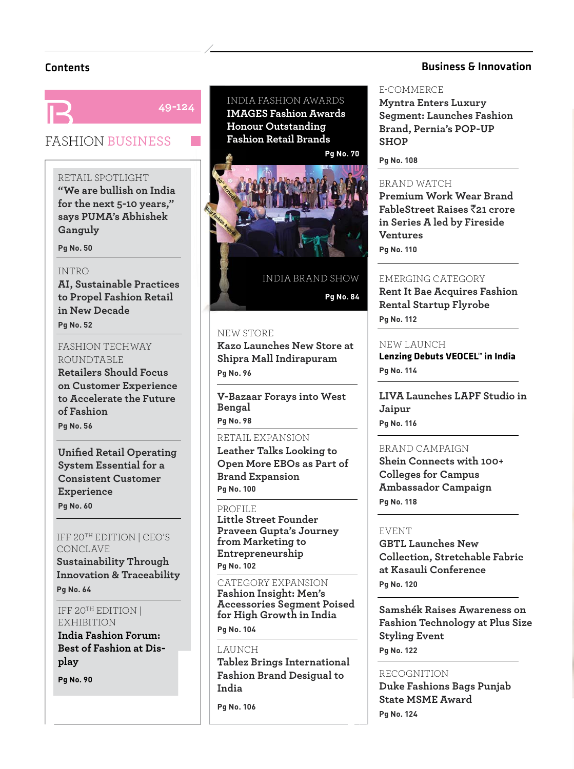## Contents

## Business & Innovation

# FASHION BUSINESS

49-124

RETAIL SPOTLIGHT
**"We are bullish on India for the next 5-10 years," says PUMA's Abhishek Ganguly**
Pg No. 50

INTRO
**AI, Sustainable Practices to Propel Fashion Retail in New Decade**
Pg No. 52

FASHION TECHWAY ROUNDTABLE
**Retailers Should Focus on Customer Experience to Accelerate the Future of Fashion**
Pg No. 56

**Unified Retail Operating System Essential for a Consistent Customer Experience**
Pg No. 60

IFF 20TH EDITION | CEO'S CONCLAVE
**Sustainability Through Innovation & Traceability**
Pg No. 64

IFF 20TH EDITION | EXHIBITION
**India Fashion Forum: Best of Fashion at Display**
Pg No. 90

INDIA FASHION AWARDS
**IMAGES Fashion Awards Honour Outstanding Fashion Retail Brands**
Pg No. 70

INDIA BRAND SHOW
Pg No. 84

NEW STORE
**Kazo Launches New Store at Shipra Mall Indirapuram**
Pg No. 96

**V-Bazaar Forays into West Bengal**
Pg No. 98

RETAIL EXPANSION
**Leather Talks Looking to Open More EBOs as Part of Brand Expansion**
Pg No. 100

PROFILE
**Little Street Founder Praveen Gupta's Journey from Marketing to Entrepreneurship**
Pg No. 102

CATEGORY EXPANSION
**Fashion Insight: Men's Accessories Segment Poised for High Growth in India**
Pg No. 104

LAUNCH
**Tablez Brings International Fashion Brand Desigual to India**
Pg No. 106

E-COMMERCE
**Myntra Enters Luxury Segment: Launches Fashion Brand, Pernia's POP-UP SHOP**
Pg No. 108

BRAND WATCH
**Premium Work Wear Brand FableStreet Raises ₹21 crore in Series A led by Fireside Ventures**
Pg No. 110

EMERGING CATEGORY
**Rent It Bae Acquires Fashion Rental Startup Flyrobe**
Pg No. 112

NEW LAUNCH
**Lenzing Debuts VEOCEL™ in India**
Pg No. 114

**LIVA Launches LAPF Studio in Jaipur**
Pg No. 116

BRAND CAMPAIGN
**Shein Connects with 100+ Colleges for Campus Ambassador Campaign**
Pg No. 118

EVENT
**GBTL Launches New Collection, Stretchable Fabric at Kasauli Conference**
Pg No. 120

**Samshék Raises Awareness on Fashion Technology at Plus Size Styling Event**
Pg No. 122

RECOGNITION
**Duke Fashions Bags Punjab State MSME Award**
Pg No. 124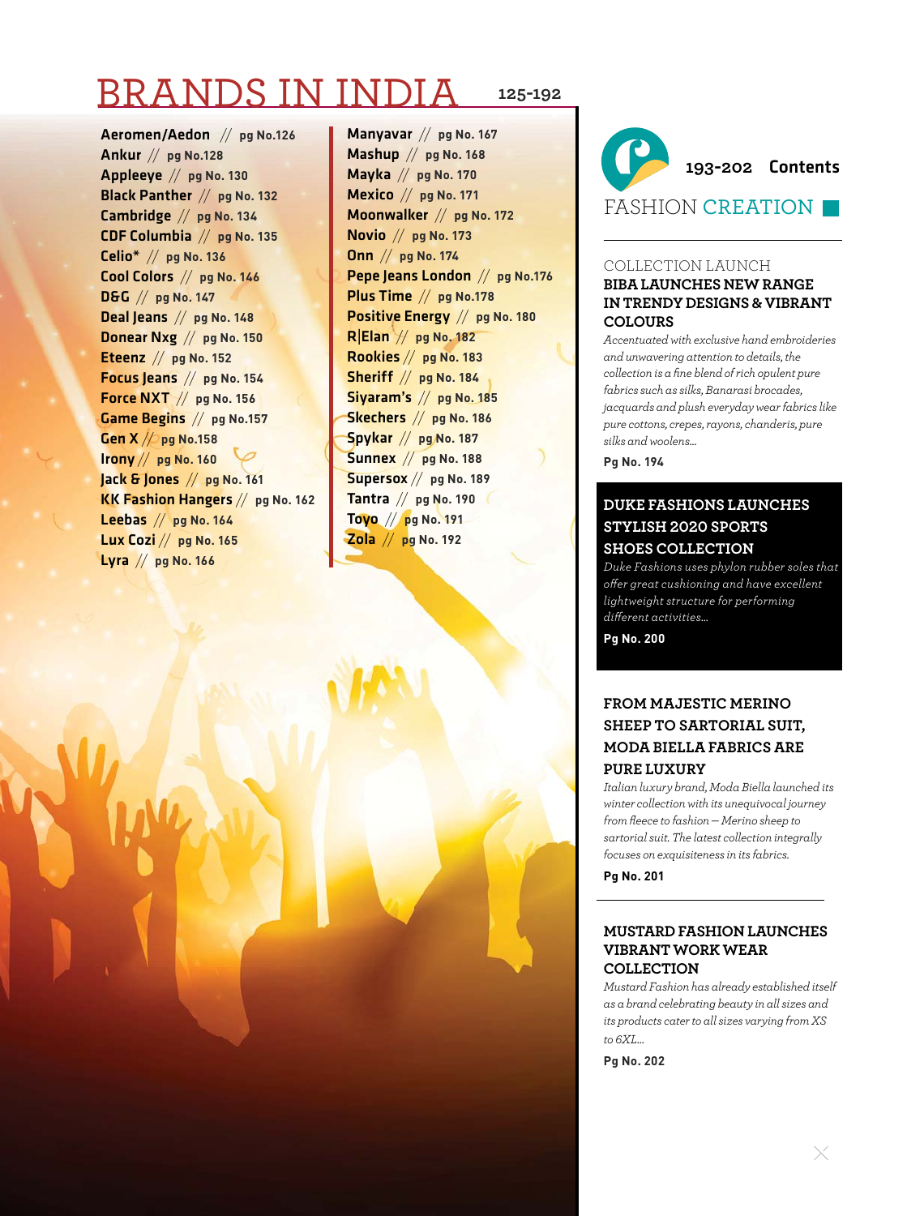# BRANDS IN INDIA

125-192

**Aeromen/Aedon** // pg No.126
**Ankur** // pg No.128
**Appleeye** // pg No. 130
**Black Panther** // pg No. 132
**Cambridge** // pg No. 134
**CDF Columbia** // pg No. 135
**Celio*** // pg No. 136
**Cool Colors** // pg No. 146
**D&G** // pg No. 147
**Deal Jeans** // pg No. 148
**Donear Nxg** // pg No. 150
**Eteenz** // pg No. 152
**Focus Jeans** // pg No. 154
**Force NXT** // pg No. 156
**Game Begins** // pg No.157
**Gen X** // pg No.158
**Irony** // pg No. 160
**Jack & Jones** // pg No. 161
**KK Fashion Hangers** // pg No. 162
**Leebas** // pg No. 164
**Lux Cozi** // pg No. 165
**Lyra** // pg No. 166
**Manyavar** // pg No. 167
**Mashup** // pg No. 168
**Mayka** // pg No. 170
**Mexico** // pg No. 171
**Moonwalker** // pg No. 172
**Novio** // pg No. 173
**Onn** // pg No. 174
**Pepe Jeans London** // pg No.176
**Plus Time** // pg No.178
**Positive Energy** // pg No. 180
**R|Elan** // pg No. 182
**Rookies** // pg No. 183
**Sheriff** // pg No. 184
**Siyaram's** // pg No. 185
**Skechers** // pg No. 186
**Spykar** // pg No. 187
**Sunnex** // pg No. 188
**Supersox** // pg No. 189
**Tantra** // pg No. 190
**Toyo** // pg No. 191
**Zola** // pg No. 192

193-202 **Contents**

# FASHION CREATION

COLLECTION LAUNCH

### BIBA LAUNCHES NEW RANGE IN TRENDY DESIGNS & VIBRANT COLOURS

*Accentuated with exclusive hand embroideries and unwavering attention to details, the collection is a fine blend of rich opulent pure fabrics such as silks, Banarasi brocades, jacquards and plush everyday wear fabrics like pure cottons, crepes, rayons, chanderis, pure silks and woolens...*

**Pg No. 194**

### DUKE FASHIONS LAUNCHES STYLISH 2020 SPORTS SHOES COLLECTION

*Duke Fashions uses phylon rubber soles that offer great cushioning and have excellent lightweight structure for performing different activities...*

**Pg No. 200**

### FROM MAJESTIC MERINO SHEEP TO SARTORIAL SUIT, MODA BIELLA FABRICS ARE PURE LUXURY

*Italian luxury brand, Moda Biella launched its winter collection with its unequivocal journey from fleece to fashion – Merino sheep to sartorial suit. The latest collection integrally focuses on exquisiteness in its fabrics.*

**Pg No. 201**

### MUSTARD FASHION LAUNCHES VIBRANT WORK WEAR COLLECTION

*Mustard Fashion has already established itself as a brand celebrating beauty in all sizes and its products cater to all sizes varying from XS to 6XL...*

**Pg No. 202**